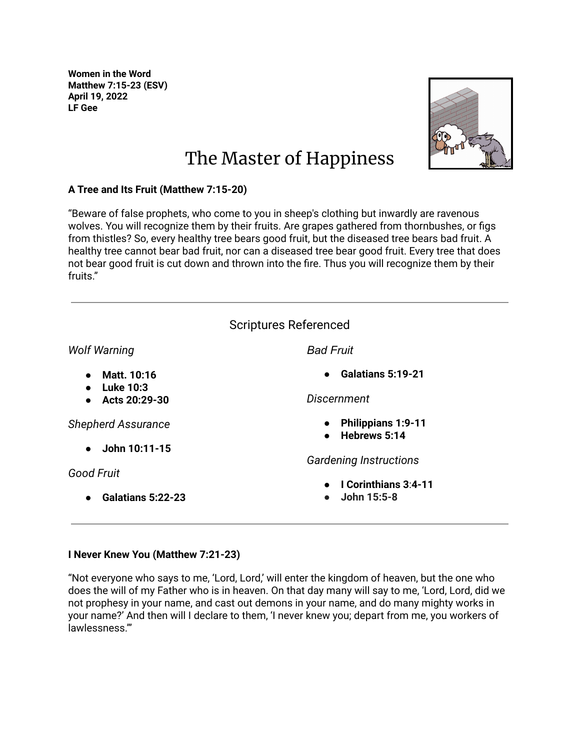**Women in the Word**
**Matthew 7:15-23 (ESV)**
**April 19, 2022**
**LF Gee**

# The Master of Happiness

**A Tree and Its Fruit (Matthew 7:15-20)**

"Beware of false prophets, who come to you in sheep's clothing but inwardly are ravenous wolves. You will recognize them by their fruits. Are grapes gathered from thornbushes, or figs from thistles? So, every healthy tree bears good fruit, but the diseased tree bears bad fruit. A healthy tree cannot bear bad fruit, nor can a diseased tree bear good fruit. Every tree that does not bear good fruit is cut down and thrown into the fire. Thus you will recognize them by their fruits."

---

## Scriptures Referenced

*Wolf Warning*

- **Matt. 10:16**
- **Luke 10:3**
- **Acts 20:29-30**

*Shepherd Assurance*

- **John 10:11-15**

*Good Fruit*

- **Galatians 5:22-23**

*Bad Fruit*

- **Galatians 5:19-21**

*Discernment*

- **Philippians 1:9-11**
- **Hebrews 5:14**

*Gardening Instructions*

- **I Corinthians 3:4-11**
- **John 15:5-8**

---

**I Never Knew You (Matthew 7:21-23)**

"Not everyone who says to me, 'Lord, Lord,' will enter the kingdom of heaven, but the one who does the will of my Father who is in heaven. On that day many will say to me, 'Lord, Lord, did we not prophesy in your name, and cast out demons in your name, and do many mighty works in your name?' And then will I declare to them, 'I never knew you; depart from me, you workers of lawlessness.'"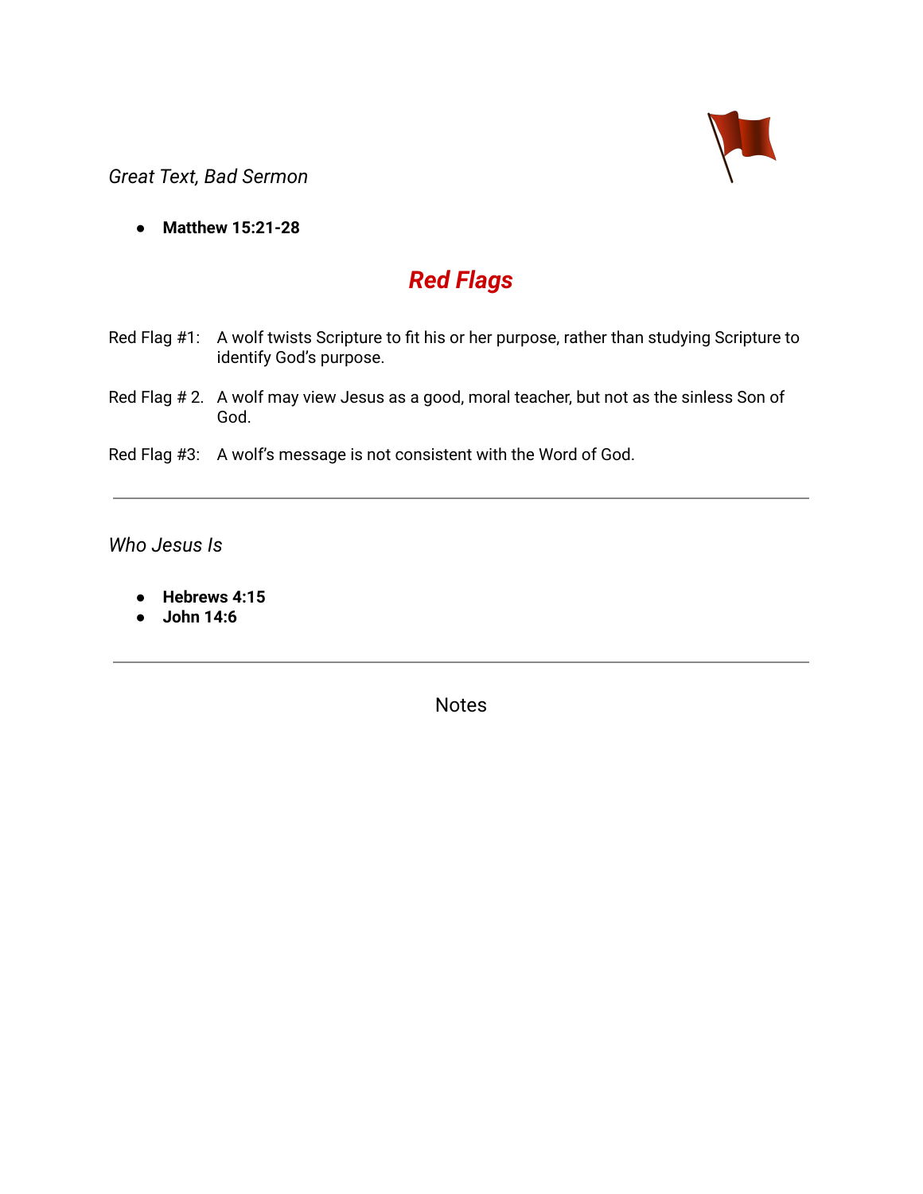*Great Text, Bad Sermon*

- **Matthew 15:21-28**

## ***Red Flags***

Red Flag #1: A wolf twists Scripture to fit his or her purpose, rather than studying Scripture to identify God's purpose.

Red Flag # 2. A wolf may view Jesus as a good, moral teacher, but not as the sinless Son of God.

Red Flag #3: A wolf's message is not consistent with the Word of God.

---

*Who Jesus Is*

- **Hebrews 4:15**
- **John 14:6**

---

Notes